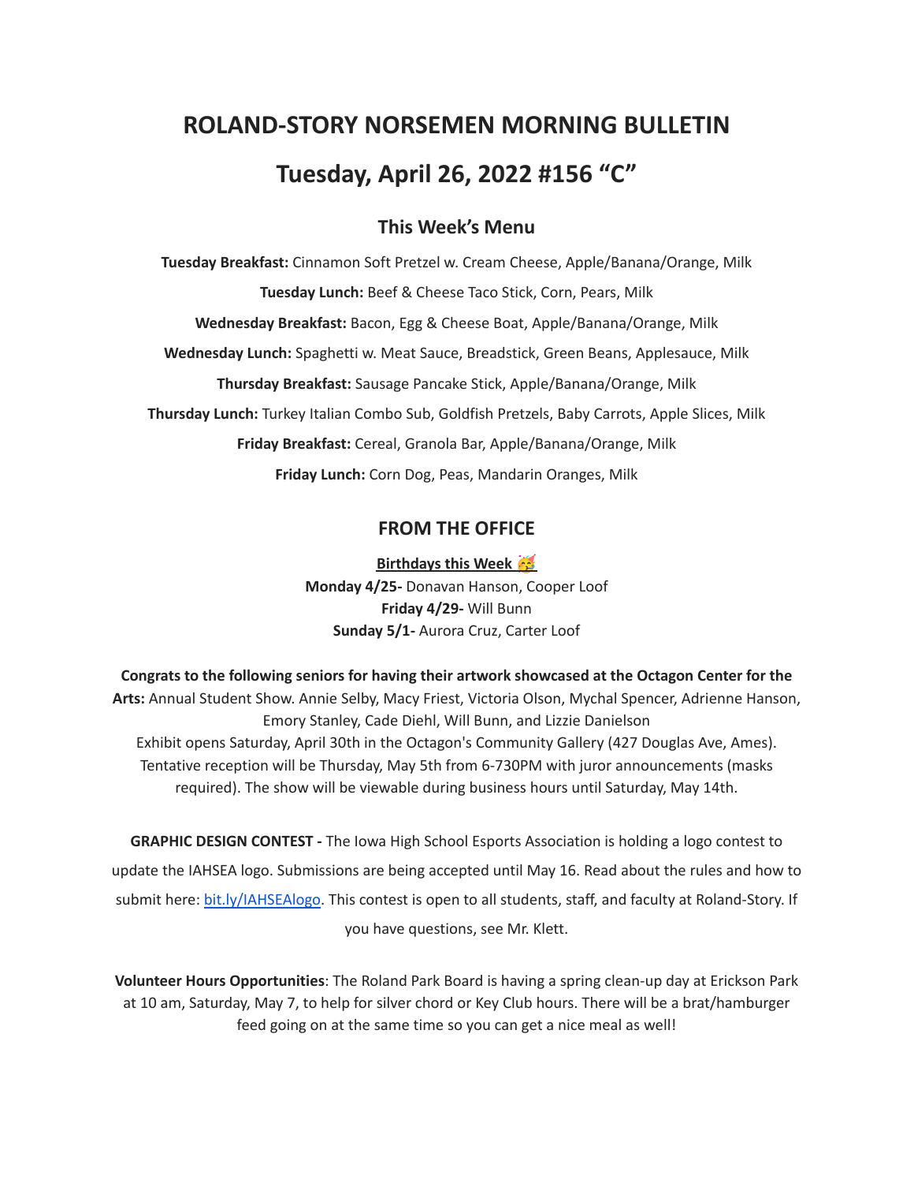# ROLAND-STORY NORSEMEN MORNING BULLETIN

# Tuesday, April 26, 2022 #156 "C"

## This Week's Menu

**Tuesday Breakfast:** Cinnamon Soft Pretzel w. Cream Cheese, Apple/Banana/Orange, Milk

**Tuesday Lunch:** Beef & Cheese Taco Stick, Corn, Pears, Milk

**Wednesday Breakfast:** Bacon, Egg & Cheese Boat, Apple/Banana/Orange, Milk

**Wednesday Lunch:** Spaghetti w. Meat Sauce, Breadstick, Green Beans, Applesauce, Milk

**Thursday Breakfast:** Sausage Pancake Stick, Apple/Banana/Orange, Milk

**Thursday Lunch:** Turkey Italian Combo Sub, Goldfish Pretzels, Baby Carrots, Apple Slices, Milk

**Friday Breakfast:** Cereal, Granola Bar, Apple/Banana/Orange, Milk

**Friday Lunch:** Corn Dog, Peas, Mandarin Oranges, Milk

## FROM THE OFFICE

**Birthdays this Week 🥳**

**Monday 4/25-** Donavan Hanson, Cooper Loof
**Friday 4/29-** Will Bunn
**Sunday 5/1-** Aurora Cruz, Carter Loof

**Congrats to the following seniors for having their artwork showcased at the Octagon Center for the Arts:** Annual Student Show. Annie Selby, Macy Friest, Victoria Olson, Mychal Spencer, Adrienne Hanson, Emory Stanley, Cade Diehl, Will Bunn, and Lizzie Danielson
Exhibit opens Saturday, April 30th in the Octagon's Community Gallery (427 Douglas Ave, Ames). Tentative reception will be Thursday, May 5th from 6-730PM with juror announcements (masks required). The show will be viewable during business hours until Saturday, May 14th.

**GRAPHIC DESIGN CONTEST -** The Iowa High School Esports Association is holding a logo contest to update the IAHSEA logo. Submissions are being accepted until May 16. Read about the rules and how to submit here: bit.ly/IAHSEAlogo. This contest is open to all students, staff, and faculty at Roland-Story. If you have questions, see Mr. Klett.

**Volunteer Hours Opportunities**: The Roland Park Board is having a spring clean-up day at Erickson Park at 10 am, Saturday, May 7, to help for silver chord or Key Club hours. There will be a brat/hamburger feed going on at the same time so you can get a nice meal as well!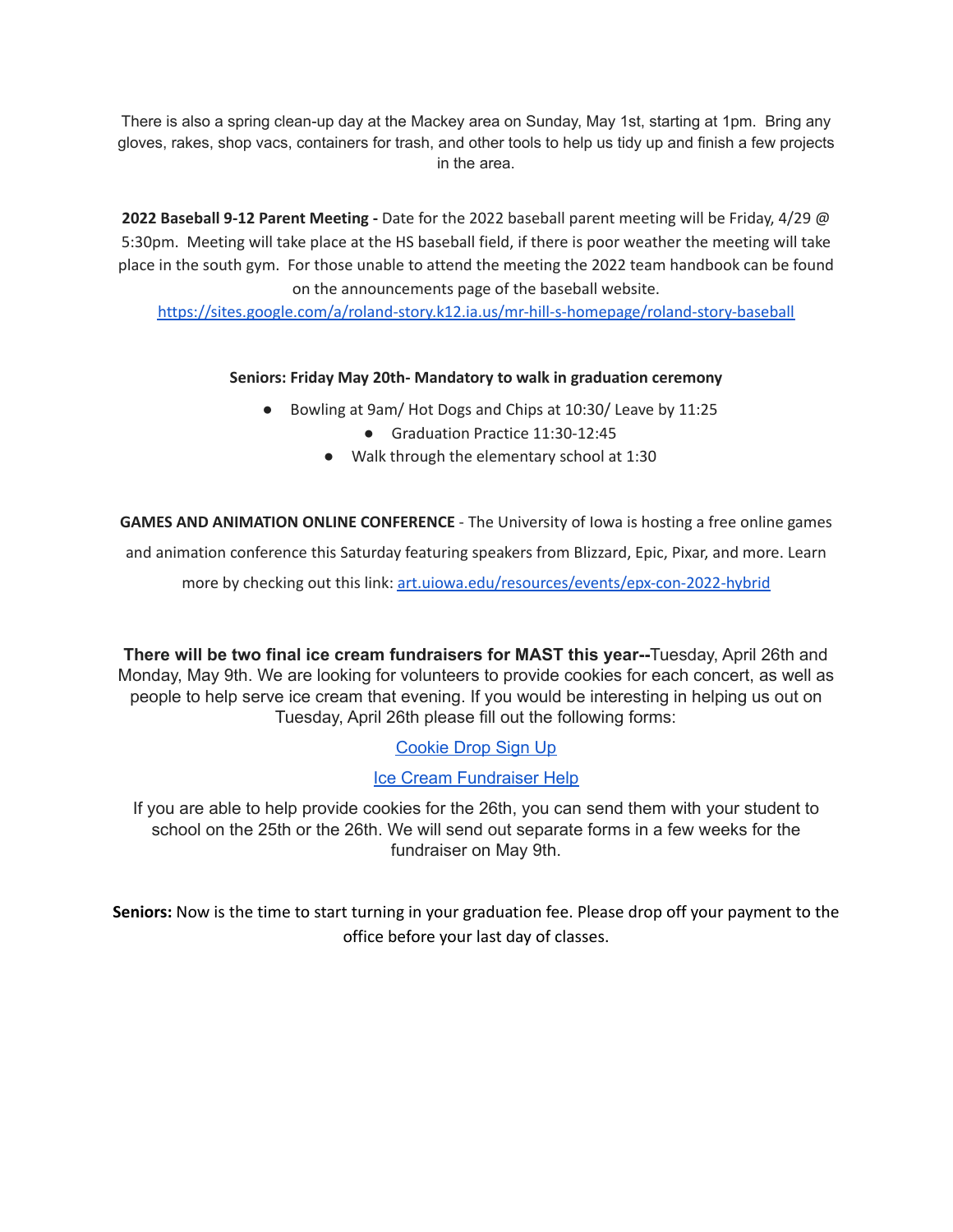There is also a spring clean-up day at the Mackey area on Sunday, May 1st, starting at 1pm. Bring any gloves, rakes, shop vacs, containers for trash, and other tools to help us tidy up and finish a few projects in the area.

**2022 Baseball 9-12 Parent Meeting -** Date for the 2022 baseball parent meeting will be Friday, 4/29 @ 5:30pm. Meeting will take place at the HS baseball field, if there is poor weather the meeting will take place in the south gym. For those unable to attend the meeting the 2022 team handbook can be found on the announcements page of the baseball website.
[https://sites.google.com/a/roland-story.k12.ia.us/mr-hill-s-homepage/roland-story-baseball](https://sites.google.com/a/roland-story.k12.ia.us/mr-hill-s-homepage/roland-story-baseball)

**Seniors: Friday May 20th- Mandatory to walk in graduation ceremony**

- Bowling at 9am/ Hot Dogs and Chips at 10:30/ Leave by 11:25
- Graduation Practice 11:30-12:45
- Walk through the elementary school at 1:30

**GAMES AND ANIMATION ONLINE CONFERENCE** - The University of Iowa is hosting a free online games and animation conference this Saturday featuring speakers from Blizzard, Epic, Pixar, and more. Learn more by checking out this link: [art.uiowa.edu/resources/events/epx-con-2022-hybrid](art.uiowa.edu/resources/events/epx-con-2022-hybrid)

**There will be two final ice cream fundraisers for MAST this year--**Tuesday, April 26th and Monday, May 9th. We are looking for volunteers to provide cookies for each concert, as well as people to help serve ice cream that evening. If you would be interesting in helping us out on Tuesday, April 26th please fill out the following forms:

Cookie Drop Sign Up

Ice Cream Fundraiser Help

If you are able to help provide cookies for the 26th, you can send them with your student to school on the 25th or the 26th. We will send out separate forms in a few weeks for the fundraiser on May 9th.

**Seniors:** Now is the time to start turning in your graduation fee. Please drop off your payment to the office before your last day of classes.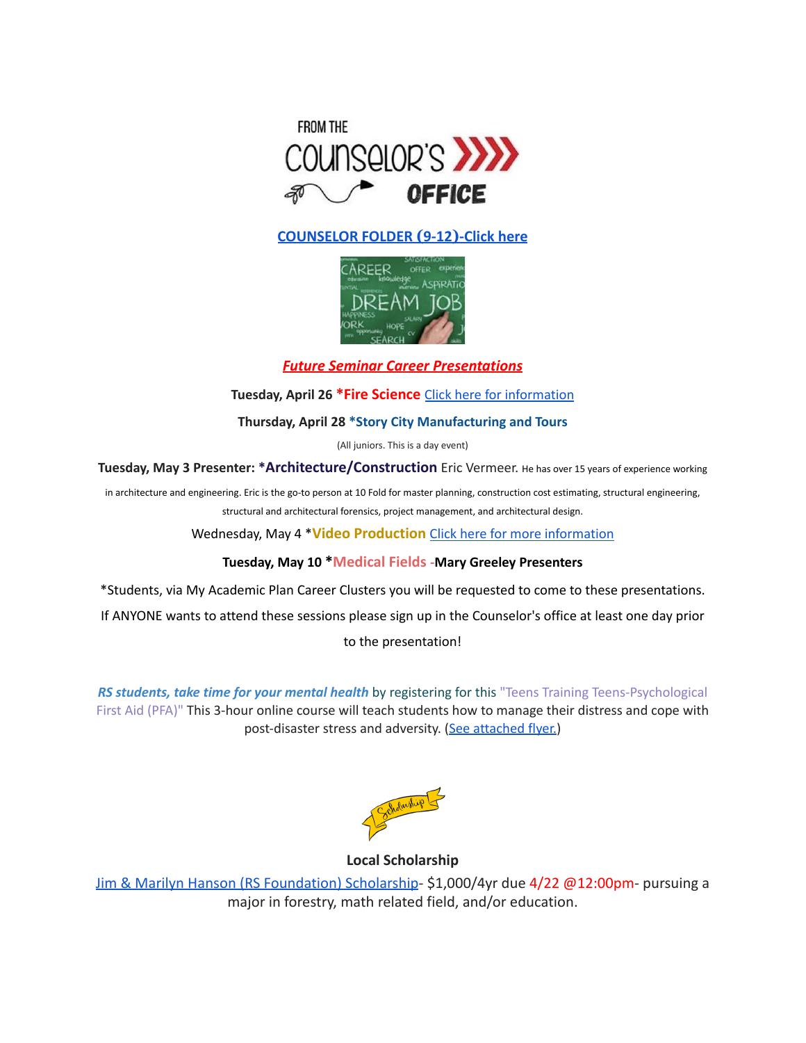# FROM THE COUNSELOR'S OFFICE

**COUNSELOR FOLDER (9-12)-Click here**

***Future Seminar Career Presentations***

**Tuesday, April 26 *Fire Science** Click here for information

**Thursday, April 28 *Story City Manufacturing and Tours**

(All juniors. This is a day event)

**Tuesday, May 3 Presenter: *Architecture/Construction** Eric Vermeer. He has over 15 years of experience working in architecture and engineering. Eric is the go-to person at 10 Fold for master planning, construction cost estimating, structural engineering, structural and architectural forensics, project management, and architectural design.

Wednesday, May 4 ***Video Production** Click here for more information

**Tuesday, May 10 *Medical Fields -Mary Greeley Presenters**

*Students, via My Academic Plan Career Clusters you will be requested to come to these presentations. If ANYONE wants to attend these sessions please sign up in the Counselor's office at least one day prior to the presentation!

***RS students, take time for your mental health*** by registering for this "Teens Training Teens-Psychological First Aid (PFA)" This 3-hour online course will teach students how to manage their distress and cope with post-disaster stress and adversity. (See attached flyer.)

**Local Scholarship**

Jim & Marilyn Hanson (RS Foundation) Scholarship- $1,000/4yr due 4/22 @12:00pm- pursuing a major in forestry, math related field, and/or education.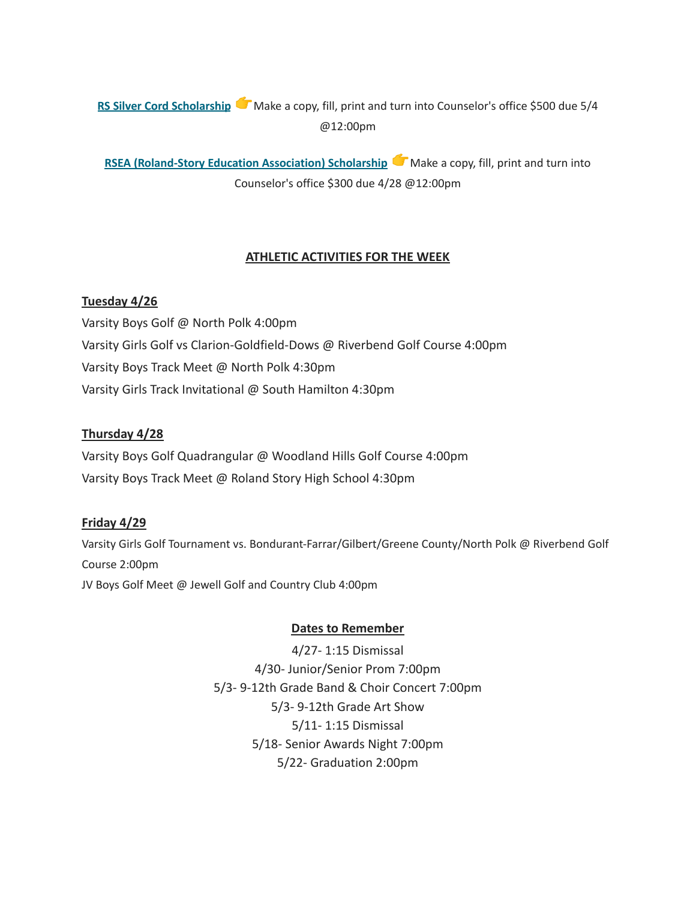**RS Silver Cord Scholarship** 👉 Make a copy, fill, print and turn into Counselor's office $500 due 5/4 @12:00pm

**RSEA (Roland-Story Education Association) Scholarship** 👉 Make a copy, fill, print and turn into Counselor's office $300 due 4/28 @12:00pm

## ATHLETIC ACTIVITIES FOR THE WEEK

**Tuesday 4/26**

Varsity Boys Golf @ North Polk 4:00pm
Varsity Girls Golf vs Clarion-Goldfield-Dows @ Riverbend Golf Course 4:00pm
Varsity Boys Track Meet @ North Polk 4:30pm
Varsity Girls Track Invitational @ South Hamilton 4:30pm

**Thursday 4/28**

Varsity Boys Golf Quadrangular @ Woodland Hills Golf Course 4:00pm
Varsity Boys Track Meet @ Roland Story High School 4:30pm

**Friday 4/29**

Varsity Girls Golf Tournament vs. Bondurant-Farrar/Gilbert/Greene County/North Polk @ Riverbend Golf Course 2:00pm
JV Boys Golf Meet @ Jewell Golf and Country Club 4:00pm

## Dates to Remember

4/27- 1:15 Dismissal
4/30- Junior/Senior Prom 7:00pm
5/3- 9-12th Grade Band & Choir Concert 7:00pm
5/3- 9-12th Grade Art Show
5/11- 1:15 Dismissal
5/18- Senior Awards Night 7:00pm
5/22- Graduation 2:00pm